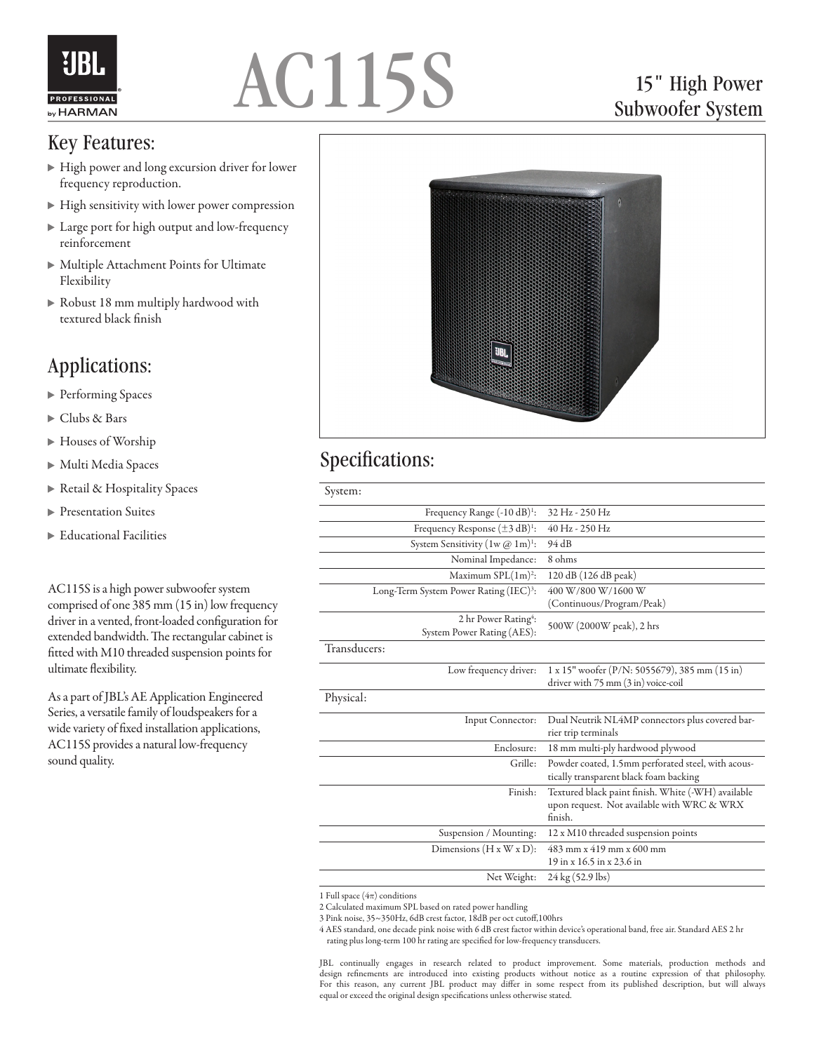# AC115S

## 15" High Power Subwoofer System

## Key Features:

- High power and long excursion driver for lower frequency reproduction.
- High sensitivity with lower power compression
- Large port for high output and low-frequency reinforcement
- Multiple Attachment Points for Ultimate Flexibility
- Robust 18 mm multiply hardwood with textured black finish

## Applications:

- Performing Spaces
- Clubs & Bars
- Houses of Worship
- Multi Media Spaces
- Retail & Hospitality Spaces
- Presentation Suites
- Educational Facilities

AC115S is a high power subwoofer system comprised of one 385 mm (15 in) low frequency driver in a vented, front-loaded configuration for extended bandwidth. The rectangular cabinet is fitted with M10 threaded suspension points for ultimate flexibility.

As a part of JBL's AE Application Engineered Series, a versatile family of loudspeakers for a wide variety of fixed installation applications, AC115S provides a natural low-frequency sound quality.

## Specifications:

| System: | |
|---|---|
| Frequency Range (-10 dB)[1]: | 32 Hz - 250 Hz |
| Frequency Response (±3 dB)[1]: | 40 Hz - 250 Hz |
| System Sensitivity (1w @ 1m)[1]: | 94 dB |
| Nominal Impedance: | 8 ohms |
| Maximum SPL(1m)[2]: | 120 dB (126 dB peak) |
| Long-Term System Power Rating (IEC)[3]: | 400 W/800 W/1600 W (Continuous/Program/Peak) |
| 2 hr Power Rating[4]: System Power Rating (AES): | 500W (2000W peak), 2 hrs |
| **Transducers:** | |
| Low frequency driver: | 1 x 15" woofer (P/N: 5055679), 385 mm (15 in) driver with 75 mm (3 in) voice-coil |
| **Physical:** | |
| Input Connector: | Dual Neutrik NL4MP connectors plus covered barrier trip terminals |
| Enclosure: | 18 mm multi-ply hardwood plywood |
| Grille: | Powder coated, 1.5mm perforated steel, with acoustically transparent black foam backing |
| Finish: | Textured black paint finish. White (-WH) available upon request. Not available with WRC & WRX finish. |
| Suspension / Mounting: | 12 x M10 threaded suspension points |
| Dimensions (H x W x D): | 483 mm x 419 mm x 600 mm<br>19 in x 16.5 in x 23.6 in |
| Net Weight: | 24 kg (52.9 lbs) |

1 Full space ($4\pi$) conditions

2 Calculated maximum SPL based on rated power handling

3 Pink noise, 35~350Hz, 6dB crest factor, 18dB per oct cutoff,100hrs

4 AES standard, one decade pink noise with 6 dB crest factor within device's operational band, free air. Standard AES 2 hr rating plus long-term 100 hr rating are specified for low-frequency transducers.

JBL continually engages in research related to product improvement. Some materials, production methods and design refinements are introduced into existing products without notice as a routine expression of that philosophy. For this reason, any current JBL product may differ in some respect from its published description, but will always equal or exceed the original design specifications unless otherwise stated.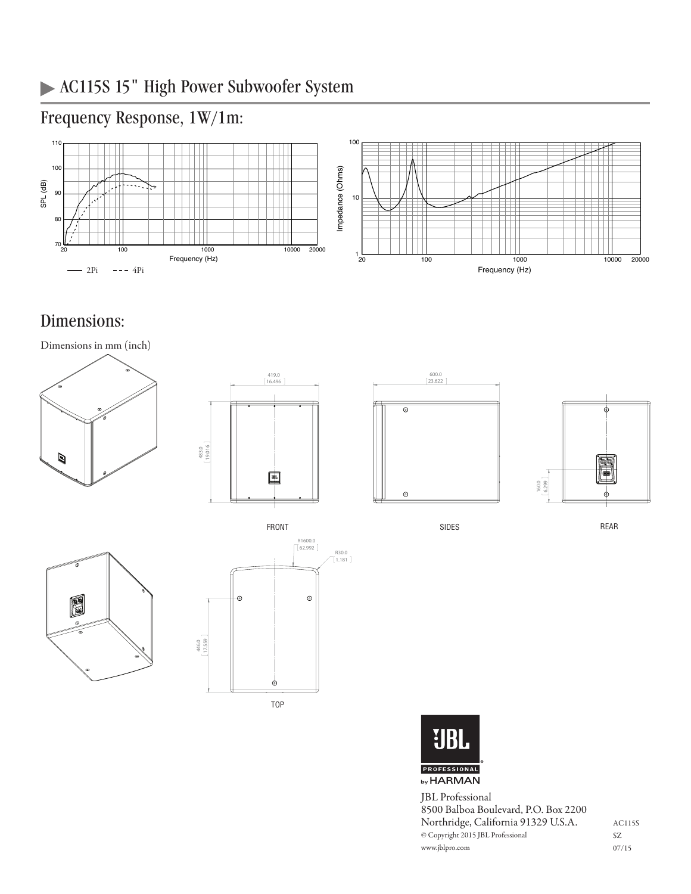# ▶ AC115S 15" High Power Subwoofer System

## Frequency Response, 1W/1m:

110
100
90
80
70
SPL (dB)
20
100
1000
10000
20000
Frequency (Hz)

— 2Pi - - - 4Pi

100
10
1
Impedance (Ohms)
20
100
1000
10000
20000
Frequency (Hz)

## Dimensions:

Dimensions in mm (inch)

419.0
[16.496]

483.0
[19.016]

FRONT

600.0
[23.622]

SIDES

160.0
[6.299]

REAR

R1600.0
[62.992]

R30.0
[1.181]

446.0
[17.559]

TOP

JBL PROFESSIONAL by HARMAN

JBL Professional
8500 Balboa Boulevard, P.O. Box 2200
Northridge, California 91329 U.S.A.
© Copyright 2015 JBL Professional
www.jblpro.com

AC115S
SZ
07/15